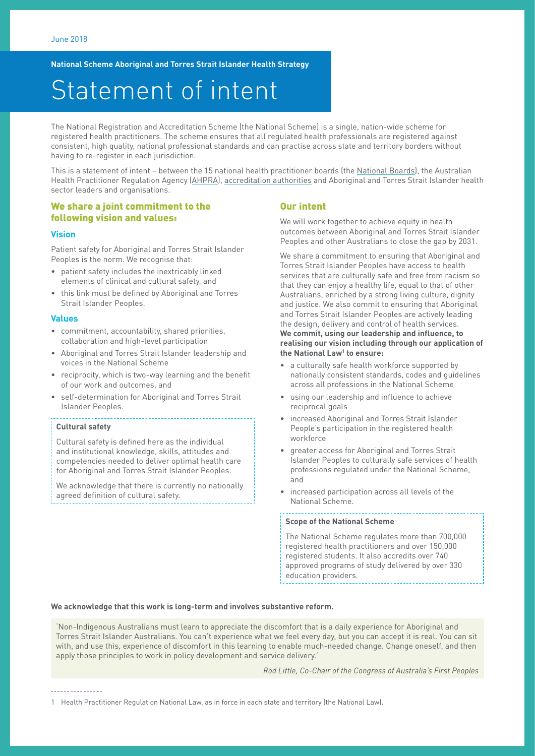June 2018

**National Scheme Aboriginal and Torres Strait Islander Health Strategy**

# Statement of intent

The National Registration and Accreditation Scheme (the National Scheme) is a single, nation-wide scheme for registered health practitioners. The scheme ensures that all regulated health professionals are registered against consistent, high quality, national professional standards and can practise across state and territory borders without having to re-register in each jurisdiction.

This is a statement of intent – between the 15 national health practitioner boards (the National Boards), the Australian Health Practitioner Regulation Agency (AHPRA), accreditation authorities and Aboriginal and Torres Strait Islander health sector leaders and organisations.

## We share a joint commitment to the following vision and values:

### Vision

Patient safety for Aboriginal and Torres Strait Islander Peoples is the norm. We recognise that:

- patient safety includes the inextricably linked elements of clinical and cultural safety, and
- this link must be defined by Aboriginal and Torres Strait Islander Peoples.

### Values

- commitment, accountability, shared priorities, collaboration and high-level participation
- Aboriginal and Torres Strait Islander leadership and voices in the National Scheme
- reciprocity, which is two-way learning and the benefit of our work and outcomes, and
- self-determination for Aboriginal and Torres Strait Islander Peoples.

**Cultural safety**

Cultural safety is defined here as the individual and institutional knowledge, skills, attitudes and competencies needed to deliver optimal health care for Aboriginal and Torres Strait Islander Peoples.

We acknowledge that there is currently no nationally agreed definition of cultural safety.

## Our intent

We will work together to achieve equity in health outcomes between Aboriginal and Torres Strait Islander Peoples and other Australians to close the gap by 2031.

We share a commitment to ensuring that Aboriginal and Torres Strait Islander Peoples have access to health services that are culturally safe and free from racism so that they can enjoy a healthy life, equal to that of other Australians, enriched by a strong living culture, dignity and justice. We also commit to ensuring that Aboriginal and Torres Strait Islander Peoples are actively leading the design, delivery and control of health services.

**We commit, using our leadership and influence, to realising our vision including through our application of the National Law[1] to ensure:**

- a culturally safe health workforce supported by nationally consistent standards, codes and guidelines across all professions in the National Scheme
- using our leadership and influence to achieve reciprocal goals
- increased Aboriginal and Torres Strait Islander People's participation in the registered health workforce
- greater access for Aboriginal and Torres Strait Islander Peoples to culturally safe services of health professions regulated under the National Scheme, and
- increased participation across all levels of the National Scheme.

**Scope of the National Scheme**

The National Scheme regulates more than 700,000 registered health practitioners and over 150,000 registered students. It also accredits over 740 approved programs of study delivered by over 330 education providers.

**We acknowledge that this work is long-term and involves substantive reform.**

'Non-Indigenous Australians must learn to appreciate the discomfort that is a daily experience for Aboriginal and Torres Strait Islander Australians. You can't experience what we feel every day, but you can accept it is real. You can sit with, and use this, experience of discomfort in this learning to enable much-needed change. Change oneself, and then apply those principles to work in policy development and service delivery.'

*Rod Little, Co-Chair of the Congress of Australia's First Peoples*

---

1 Health Practitioner Regulation National Law, as in force in each state and territory (the National Law).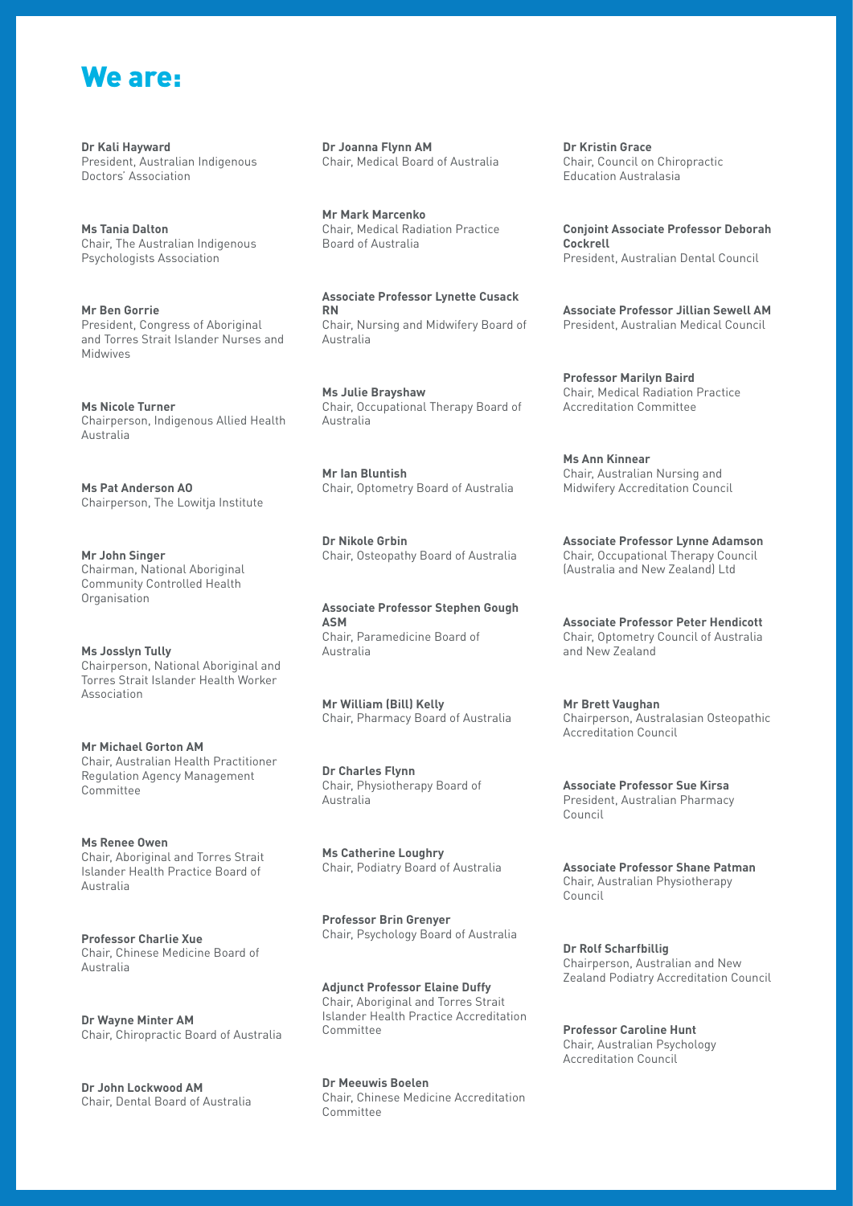# We are:

**Dr Kali Hayward**
President, Australian Indigenous Doctors' Association

**Ms Tania Dalton**
Chair, The Australian Indigenous Psychologists Association

**Mr Ben Gorrie**
President, Congress of Aboriginal and Torres Strait Islander Nurses and Midwives

**Ms Nicole Turner**
Chairperson, Indigenous Allied Health Australia

**Ms Pat Anderson AO**
Chairperson, The Lowitja Institute

**Mr John Singer**
Chairman, National Aboriginal Community Controlled Health Organisation

**Ms Josslyn Tully**
Chairperson, National Aboriginal and Torres Strait Islander Health Worker Association

**Mr Michael Gorton AM**
Chair, Australian Health Practitioner Regulation Agency Management Committee

**Ms Renee Owen**
Chair, Aboriginal and Torres Strait Islander Health Practice Board of Australia

**Professor Charlie Xue**
Chair, Chinese Medicine Board of Australia

**Dr Wayne Minter AM**
Chair, Chiropractic Board of Australia

**Dr John Lockwood AM**
Chair, Dental Board of Australia

**Dr Joanna Flynn AM**
Chair, Medical Board of Australia

**Mr Mark Marcenko**
Chair, Medical Radiation Practice Board of Australia

**Associate Professor Lynette Cusack RN**
Chair, Nursing and Midwifery Board of Australia

**Ms Julie Brayshaw**
Chair, Occupational Therapy Board of Australia

**Mr Ian Bluntish**
Chair, Optometry Board of Australia

**Dr Nikole Grbin**
Chair, Osteopathy Board of Australia

**Associate Professor Stephen Gough ASM**
Chair, Paramedicine Board of Australia

**Mr William (Bill) Kelly**
Chair, Pharmacy Board of Australia

**Dr Charles Flynn**
Chair, Physiotherapy Board of Australia

**Ms Catherine Loughry**
Chair, Podiatry Board of Australia

**Professor Brin Grenyer**
Chair, Psychology Board of Australia

**Adjunct Professor Elaine Duffy**
Chair, Aboriginal and Torres Strait Islander Health Practice Accreditation Committee

**Dr Meeuwis Boelen**
Chair, Chinese Medicine Accreditation Committee

**Dr Kristin Grace**
Chair, Council on Chiropractic Education Australasia

**Conjoint Associate Professor Deborah Cockrell**
President, Australian Dental Council

**Associate Professor Jillian Sewell AM**
President, Australian Medical Council

**Professor Marilyn Baird**
Chair, Medical Radiation Practice Accreditation Committee

**Ms Ann Kinnear**
Chair, Australian Nursing and Midwifery Accreditation Council

**Associate Professor Lynne Adamson**
Chair, Occupational Therapy Council (Australia and New Zealand) Ltd

**Associate Professor Peter Hendicott**
Chair, Optometry Council of Australia and New Zealand

**Mr Brett Vaughan**
Chairperson, Australasian Osteopathic Accreditation Council

**Associate Professor Sue Kirsa**
President, Australian Pharmacy Council

**Associate Professor Shane Patman**
Chair, Australian Physiotherapy Council

**Dr Rolf Scharfbillig**
Chairperson, Australian and New Zealand Podiatry Accreditation Council

**Professor Caroline Hunt**
Chair, Australian Psychology Accreditation Council